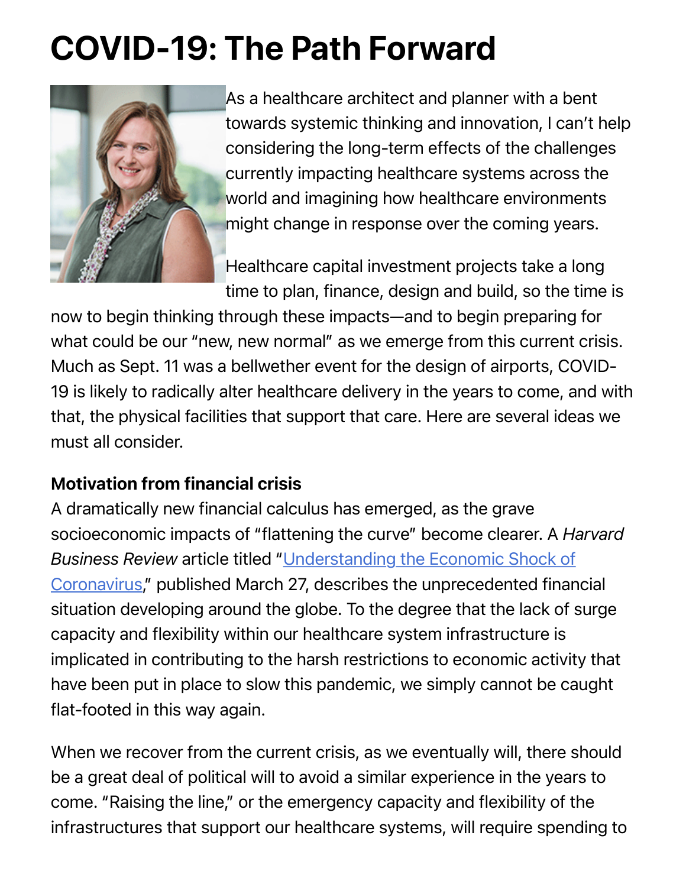# COVID-19: The Path Forward

As a healthcare architect and planner with a bent towards systemic thinking and innovation, I can't help considering the long-term effects of the challenges currently impacting healthcare systems across the world and imagining how healthcare environments might change in response over the coming years.

Healthcare capital investment projects take a long time to plan, finance, design and build, so the time is now to begin thinking through these impacts—and to begin preparing for what could be our "new, new normal" as we emerge from this current crisis. Much as Sept. 11 was a bellwether event for the design of airports, COVID-19 is likely to radically alter healthcare delivery in the years to come, and with that, the physical facilities that support that care. Here are several ideas we must all consider.

**Motivation from financial crisis**

A dramatically new financial calculus has emerged, as the grave socioeconomic impacts of "flattening the curve" become clearer. A *Harvard Business Review* article titled "[Understanding the Economic Shock of Coronavirus]," published March 27, describes the unprecedented financial situation developing around the globe. To the degree that the lack of surge capacity and flexibility within our healthcare system infrastructure is implicated in contributing to the harsh restrictions to economic activity that have been put in place to slow this pandemic, we simply cannot be caught flat-footed in this way again.

When we recover from the current crisis, as we eventually will, there should be a great deal of political will to avoid a similar experience in the years to come. "Raising the line," or the emergency capacity and flexibility of the infrastructures that support our healthcare systems, will require spending to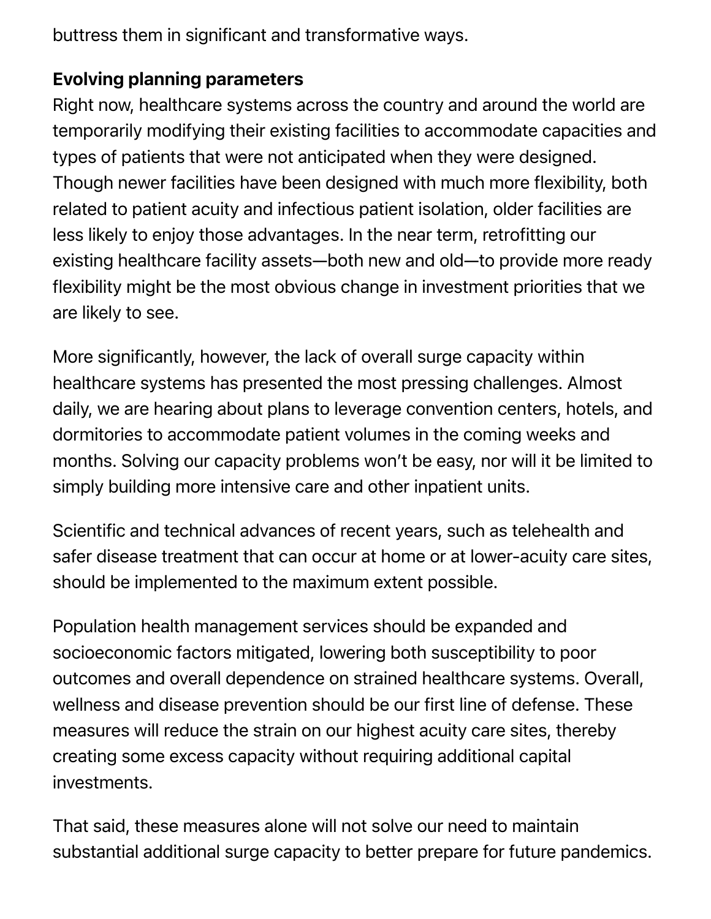buttress them in significant and transformative ways.

**Evolving planning parameters**

Right now, healthcare systems across the country and around the world are temporarily modifying their existing facilities to accommodate capacities and types of patients that were not anticipated when they were designed. Though newer facilities have been designed with much more flexibility, both related to patient acuity and infectious patient isolation, older facilities are less likely to enjoy those advantages. In the near term, retrofitting our existing healthcare facility assets—both new and old—to provide more ready flexibility might be the most obvious change in investment priorities that we are likely to see.

More significantly, however, the lack of overall surge capacity within healthcare systems has presented the most pressing challenges. Almost daily, we are hearing about plans to leverage convention centers, hotels, and dormitories to accommodate patient volumes in the coming weeks and months. Solving our capacity problems won't be easy, nor will it be limited to simply building more intensive care and other inpatient units.

Scientific and technical advances of recent years, such as telehealth and safer disease treatment that can occur at home or at lower-acuity care sites, should be implemented to the maximum extent possible.

Population health management services should be expanded and socioeconomic factors mitigated, lowering both susceptibility to poor outcomes and overall dependence on strained healthcare systems. Overall, wellness and disease prevention should be our first line of defense. These measures will reduce the strain on our highest acuity care sites, thereby creating some excess capacity without requiring additional capital investments.

That said, these measures alone will not solve our need to maintain substantial additional surge capacity to better prepare for future pandemics.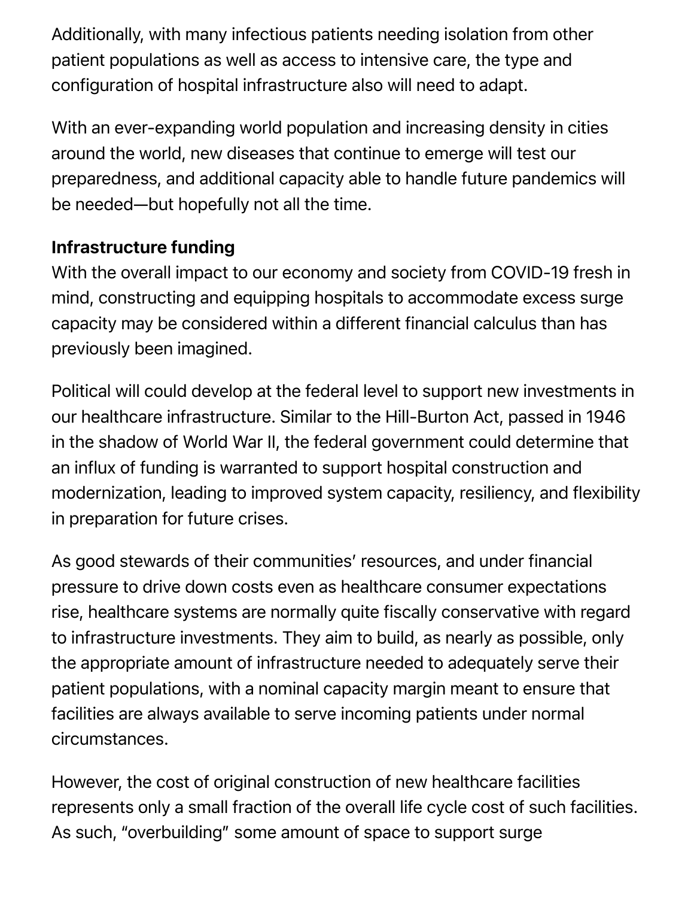Additionally, with many infectious patients needing isolation from other patient populations as well as access to intensive care, the type and configuration of hospital infrastructure also will need to adapt.

With an ever-expanding world population and increasing density in cities around the world, new diseases that continue to emerge will test our preparedness, and additional capacity able to handle future pandemics will be needed—but hopefully not all the time.

**Infrastructure funding**

With the overall impact to our economy and society from COVID-19 fresh in mind, constructing and equipping hospitals to accommodate excess surge capacity may be considered within a different financial calculus than has previously been imagined.

Political will could develop at the federal level to support new investments in our healthcare infrastructure. Similar to the Hill-Burton Act, passed in 1946 in the shadow of World War II, the federal government could determine that an influx of funding is warranted to support hospital construction and modernization, leading to improved system capacity, resiliency, and flexibility in preparation for future crises.

As good stewards of their communities' resources, and under financial pressure to drive down costs even as healthcare consumer expectations rise, healthcare systems are normally quite fiscally conservative with regard to infrastructure investments. They aim to build, as nearly as possible, only the appropriate amount of infrastructure needed to adequately serve their patient populations, with a nominal capacity margin meant to ensure that facilities are always available to serve incoming patients under normal circumstances.

However, the cost of original construction of new healthcare facilities represents only a small fraction of the overall life cycle cost of such facilities. As such, "overbuilding" some amount of space to support surge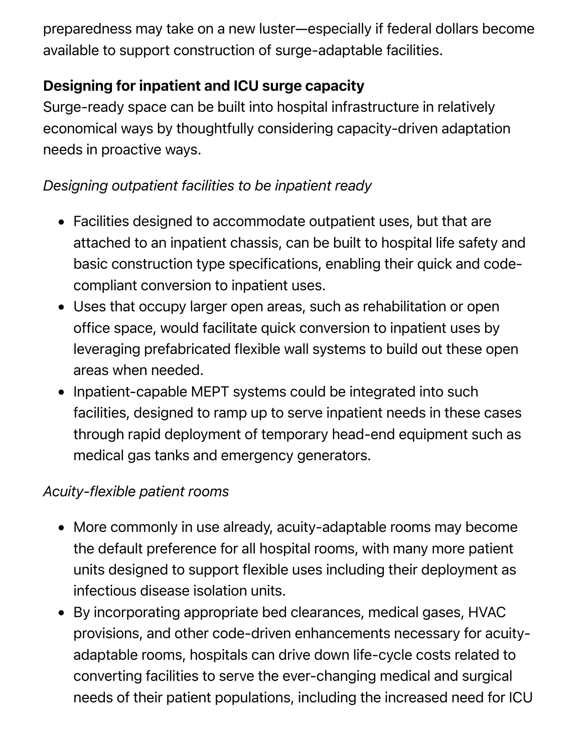preparedness may take on a new luster—especially if federal dollars become available to support construction of surge-adaptable facilities.

**Designing for inpatient and ICU surge capacity**

Surge-ready space can be built into hospital infrastructure in relatively economical ways by thoughtfully considering capacity-driven adaptation needs in proactive ways.

*Designing outpatient facilities to be inpatient ready*

- Facilities designed to accommodate outpatient uses, but that are attached to an inpatient chassis, can be built to hospital life safety and basic construction type specifications, enabling their quick and code-compliant conversion to inpatient uses.
- Uses that occupy larger open areas, such as rehabilitation or open office space, would facilitate quick conversion to inpatient uses by leveraging prefabricated flexible wall systems to build out these open areas when needed.
- Inpatient-capable MEPT systems could be integrated into such facilities, designed to ramp up to serve inpatient needs in these cases through rapid deployment of temporary head-end equipment such as medical gas tanks and emergency generators.

*Acuity-flexible patient rooms*

- More commonly in use already, acuity-adaptable rooms may become the default preference for all hospital rooms, with many more patient units designed to support flexible uses including their deployment as infectious disease isolation units.
- By incorporating appropriate bed clearances, medical gases, HVAC provisions, and other code-driven enhancements necessary for acuity-adaptable rooms, hospitals can drive down life-cycle costs related to converting facilities to serve the ever-changing medical and surgical needs of their patient populations, including the increased need for ICU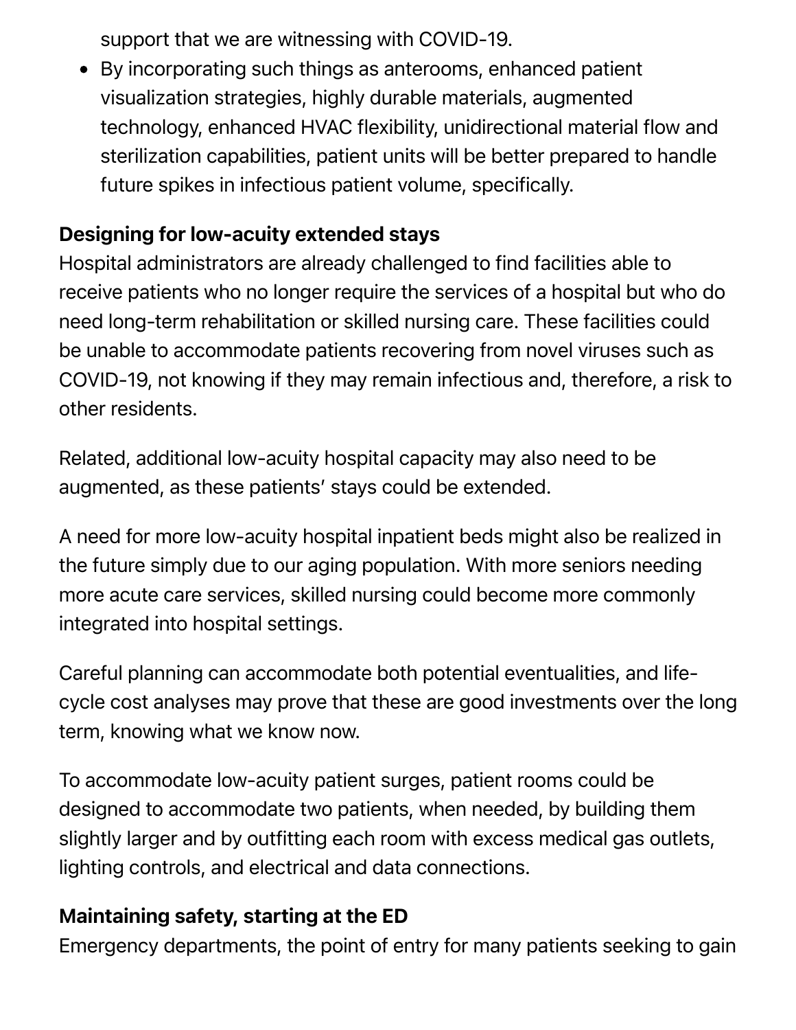support that we are witnessing with COVID-19.

- By incorporating such things as anterooms, enhanced patient visualization strategies, highly durable materials, augmented technology, enhanced HVAC flexibility, unidirectional material flow and sterilization capabilities, patient units will be better prepared to handle future spikes in infectious patient volume, specifically.

**Designing for low-acuity extended stays**

Hospital administrators are already challenged to find facilities able to receive patients who no longer require the services of a hospital but who do need long-term rehabilitation or skilled nursing care. These facilities could be unable to accommodate patients recovering from novel viruses such as COVID-19, not knowing if they may remain infectious and, therefore, a risk to other residents.

Related, additional low-acuity hospital capacity may also need to be augmented, as these patients' stays could be extended.

A need for more low-acuity hospital inpatient beds might also be realized in the future simply due to our aging population. With more seniors needing more acute care services, skilled nursing could become more commonly integrated into hospital settings.

Careful planning can accommodate both potential eventualities, and life-cycle cost analyses may prove that these are good investments over the long term, knowing what we know now.

To accommodate low-acuity patient surges, patient rooms could be designed to accommodate two patients, when needed, by building them slightly larger and by outfitting each room with excess medical gas outlets, lighting controls, and electrical and data connections.

**Maintaining safety, starting at the ED**

Emergency departments, the point of entry for many patients seeking to gain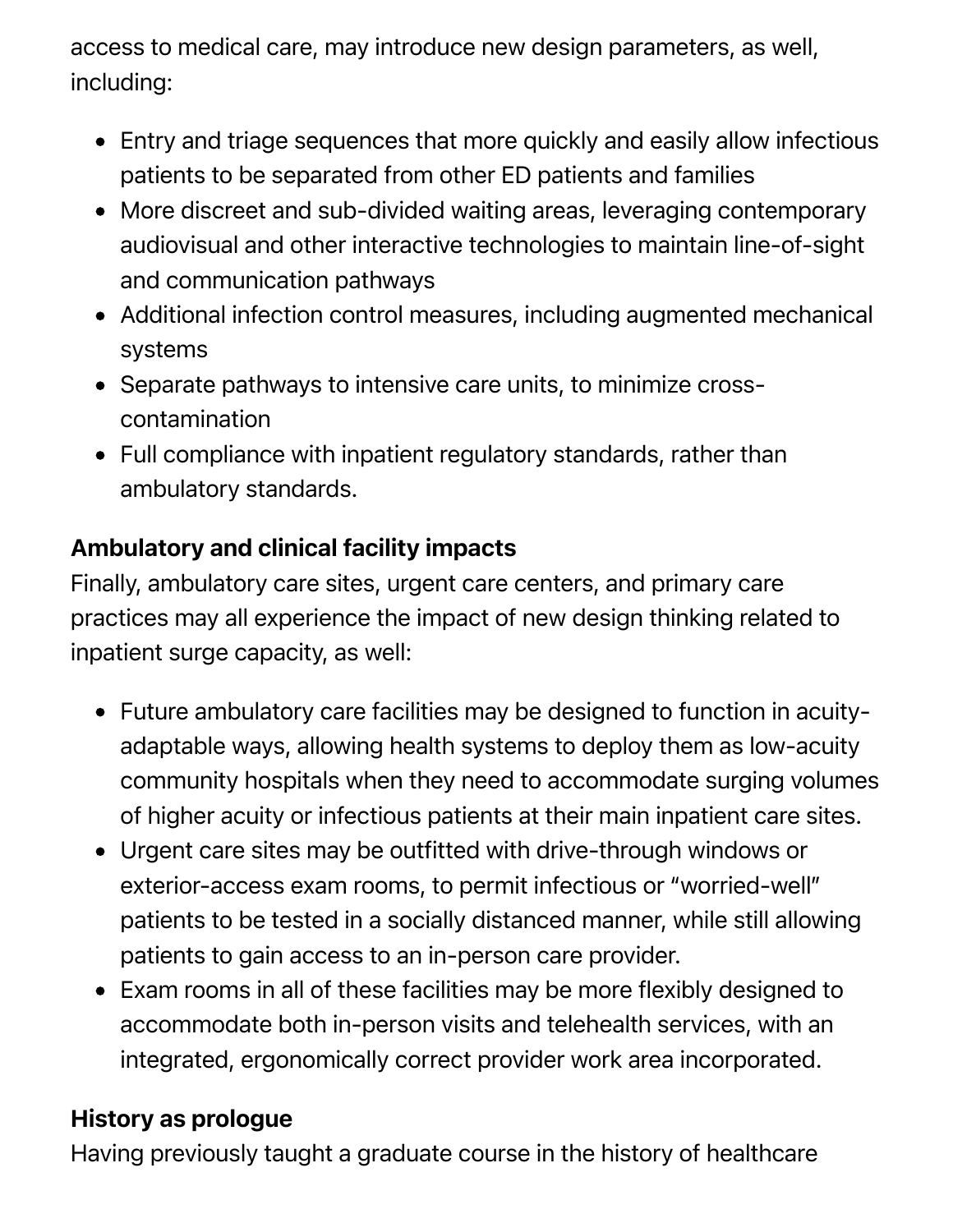access to medical care, may introduce new design parameters, as well, including:

- Entry and triage sequences that more quickly and easily allow infectious patients to be separated from other ED patients and families
- More discreet and sub-divided waiting areas, leveraging contemporary audiovisual and other interactive technologies to maintain line-of-sight and communication pathways
- Additional infection control measures, including augmented mechanical systems
- Separate pathways to intensive care units, to minimize cross-contamination
- Full compliance with inpatient regulatory standards, rather than ambulatory standards.

**Ambulatory and clinical facility impacts**

Finally, ambulatory care sites, urgent care centers, and primary care practices may all experience the impact of new design thinking related to inpatient surge capacity, as well:

- Future ambulatory care facilities may be designed to function in acuity-adaptable ways, allowing health systems to deploy them as low-acuity community hospitals when they need to accommodate surging volumes of higher acuity or infectious patients at their main inpatient care sites.
- Urgent care sites may be outfitted with drive-through windows or exterior-access exam rooms, to permit infectious or "worried-well" patients to be tested in a socially distanced manner, while still allowing patients to gain access to an in-person care provider.
- Exam rooms in all of these facilities may be more flexibly designed to accommodate both in-person visits and telehealth services, with an integrated, ergonomically correct provider work area incorporated.

**History as prologue**

Having previously taught a graduate course in the history of healthcare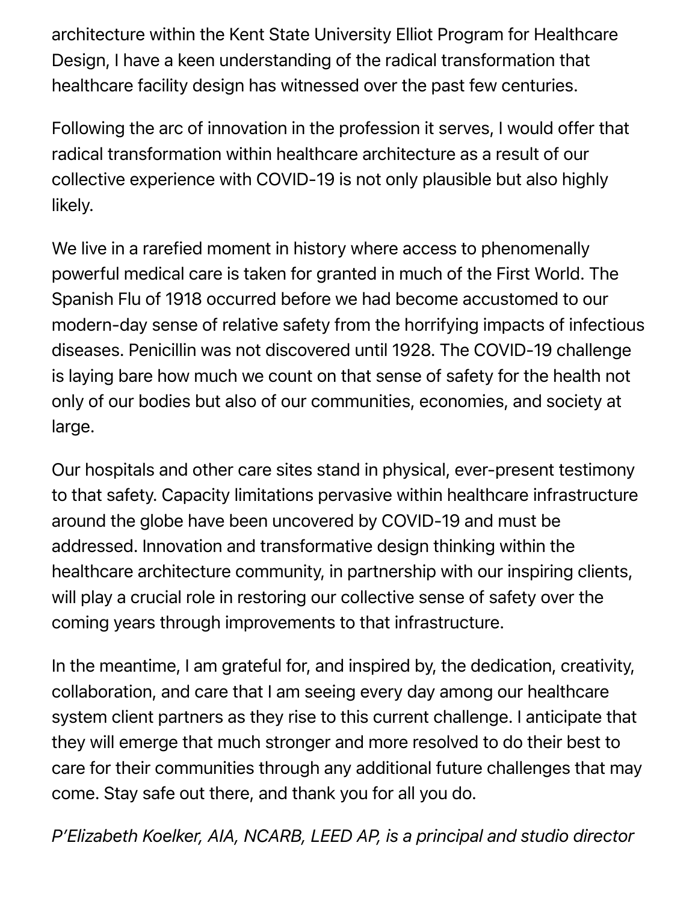architecture within the Kent State University Elliot Program for Healthcare Design, I have a keen understanding of the radical transformation that healthcare facility design has witnessed over the past few centuries.

Following the arc of innovation in the profession it serves, I would offer that radical transformation within healthcare architecture as a result of our collective experience with COVID-19 is not only plausible but also highly likely.

We live in a rarefied moment in history where access to phenomenally powerful medical care is taken for granted in much of the First World. The Spanish Flu of 1918 occurred before we had become accustomed to our modern-day sense of relative safety from the horrifying impacts of infectious diseases. Penicillin was not discovered until 1928. The COVID-19 challenge is laying bare how much we count on that sense of safety for the health not only of our bodies but also of our communities, economies, and society at large.

Our hospitals and other care sites stand in physical, ever-present testimony to that safety. Capacity limitations pervasive within healthcare infrastructure around the globe have been uncovered by COVID-19 and must be addressed. Innovation and transformative design thinking within the healthcare architecture community, in partnership with our inspiring clients, will play a crucial role in restoring our collective sense of safety over the coming years through improvements to that infrastructure.

In the meantime, I am grateful for, and inspired by, the dedication, creativity, collaboration, and care that I am seeing every day among our healthcare system client partners as they rise to this current challenge. I anticipate that they will emerge that much stronger and more resolved to do their best to care for their communities through any additional future challenges that may come. Stay safe out there, and thank you for all you do.

*P'Elizabeth Koelker, AIA, NCARB, LEED AP, is a principal and studio director*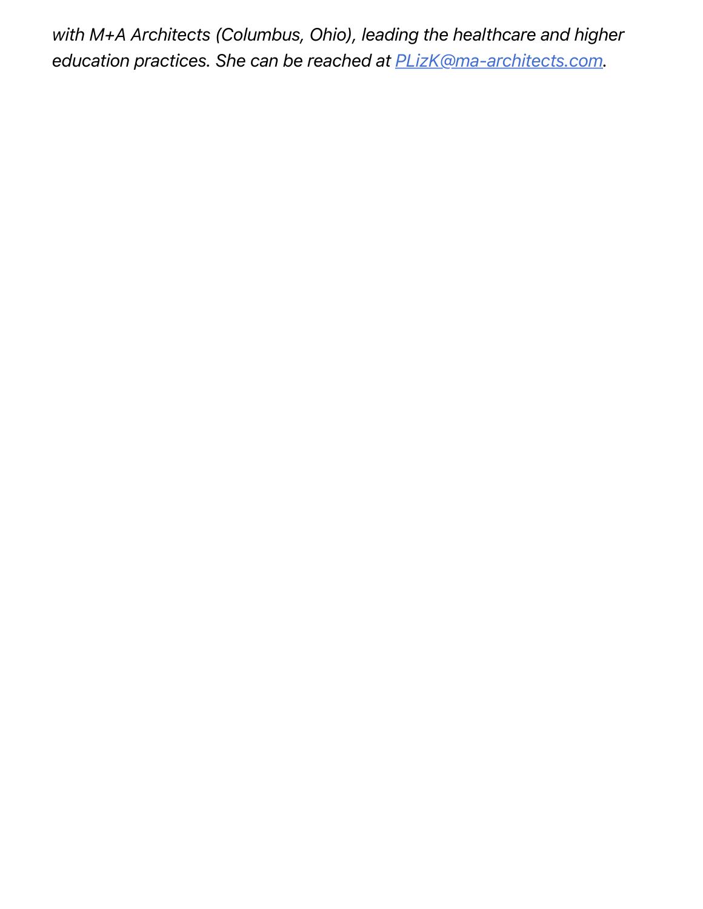*with M+A Architects (Columbus, Ohio), leading the healthcare and higher education practices. She can be reached at [PLizK@ma-architects.com](mailto:PLizK@ma-architects.com).*